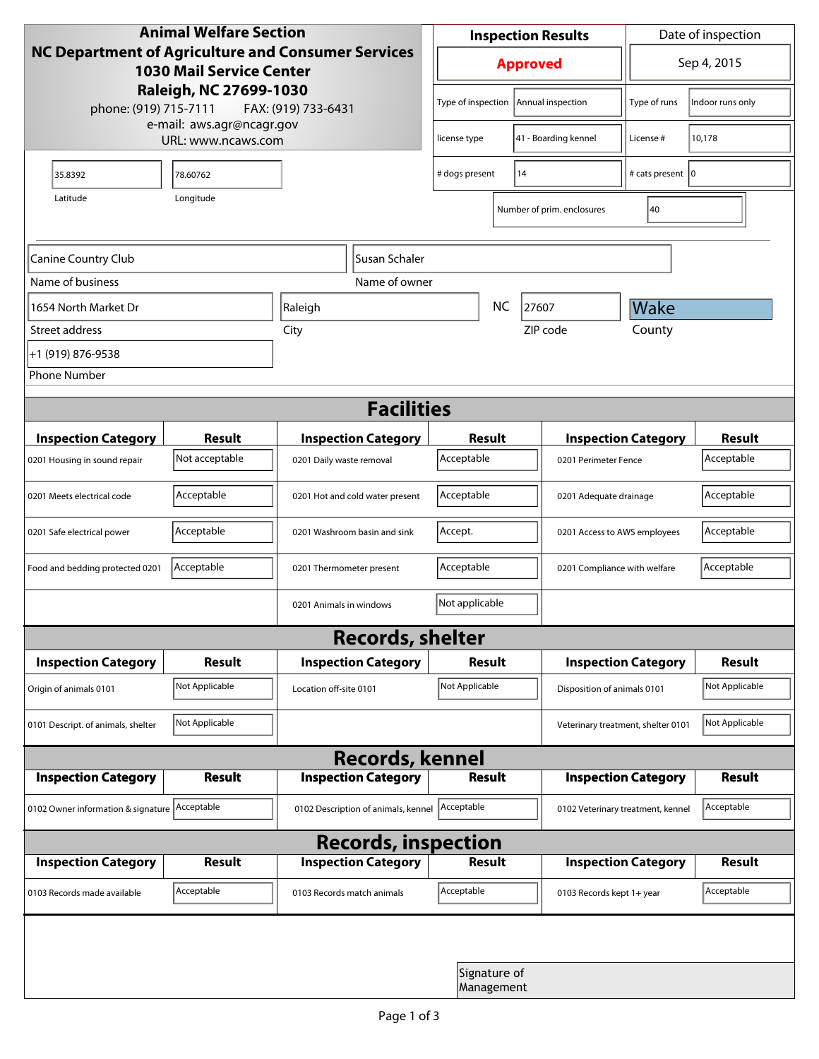**Animal Welfare Section**
**NC Department of Agriculture and Consumer Services**
**1030 Mail Service Center**
**Raleigh, NC 27699-1030**
phone: (919) 715-7111 FAX: (919) 733-6431
e-mail: aws.agr@ncagr.gov
URL: www.ncaws.com

| Inspection Results | Date of inspection |
|---|---|
| **Approved** | Sep 4, 2015 |

| | | | |
|---|---|---|---|
| Type of inspection | Annual inspection | Type of runs | Indoor runs only |
| license type | 41 - Boarding kennel | License # | 10,178 |
| # dogs present | 14 | # cats present | 0 |
| Number of prim. enclosures | 40 | | |

| Latitude | Longitude |
|---|---|
| 35.8392 | 78.60762 |

| Name of business | Name of owner |
|---|---|
| Canine Country Club | Susan Schaler |

| Street address | City | State | ZIP code | County |
|---|---|---|---|---|
| 1654 North Market Dr | Raleigh | NC | 27607 | Wake |

Phone Number: +1 (919) 876-9538

## Facilities

| Inspection Category | Result | Inspection Category | Result | Inspection Category | Result |
|---|---|---|---|---|---|
| 0201 Housing in sound repair | Not acceptable | 0201 Daily waste removal | Acceptable | 0201 Perimeter Fence | Acceptable |
| 0201 Meets electrical code | Acceptable | 0201 Hot and cold water present | Acceptable | 0201 Adequate drainage | Acceptable |
| 0201 Safe electrical power | Acceptable | 0201 Washroom basin and sink | Accept. | 0201 Access to AWS employees | Acceptable |
| Food and bedding protected 0201 | Acceptable | 0201 Thermometer present | Acceptable | 0201 Compliance with welfare | Acceptable |
| | | 0201 Animals in windows | Not applicable | | |

## Records, shelter

| Inspection Category | Result | Inspection Category | Result | Inspection Category | Result |
|---|---|---|---|---|---|
| Origin of animals 0101 | Not Applicable | Location off-site 0101 | Not Applicable | Disposition of animals 0101 | Not Applicable |
| 0101 Descript. of animals, shelter | Not Applicable | | | Veterinary treatment, shelter 0101 | Not Applicable |

## Records, kennel

| Inspection Category | Result | Inspection Category | Result | Inspection Category | Result |
|---|---|---|---|---|---|
| 0102 Owner information & signature | Acceptable | 0102 Description of animals, kennel | Acceptable | 0102 Veterinary treatment, kennel | Acceptable |

## Records, inspection

| Inspection Category | Result | Inspection Category | Result | Inspection Category | Result |
|---|---|---|---|---|---|
| 0103 Records made available | Acceptable | 0103 Records match animals | Acceptable | 0103 Records kept 1+ year | Acceptable |

Signature of Management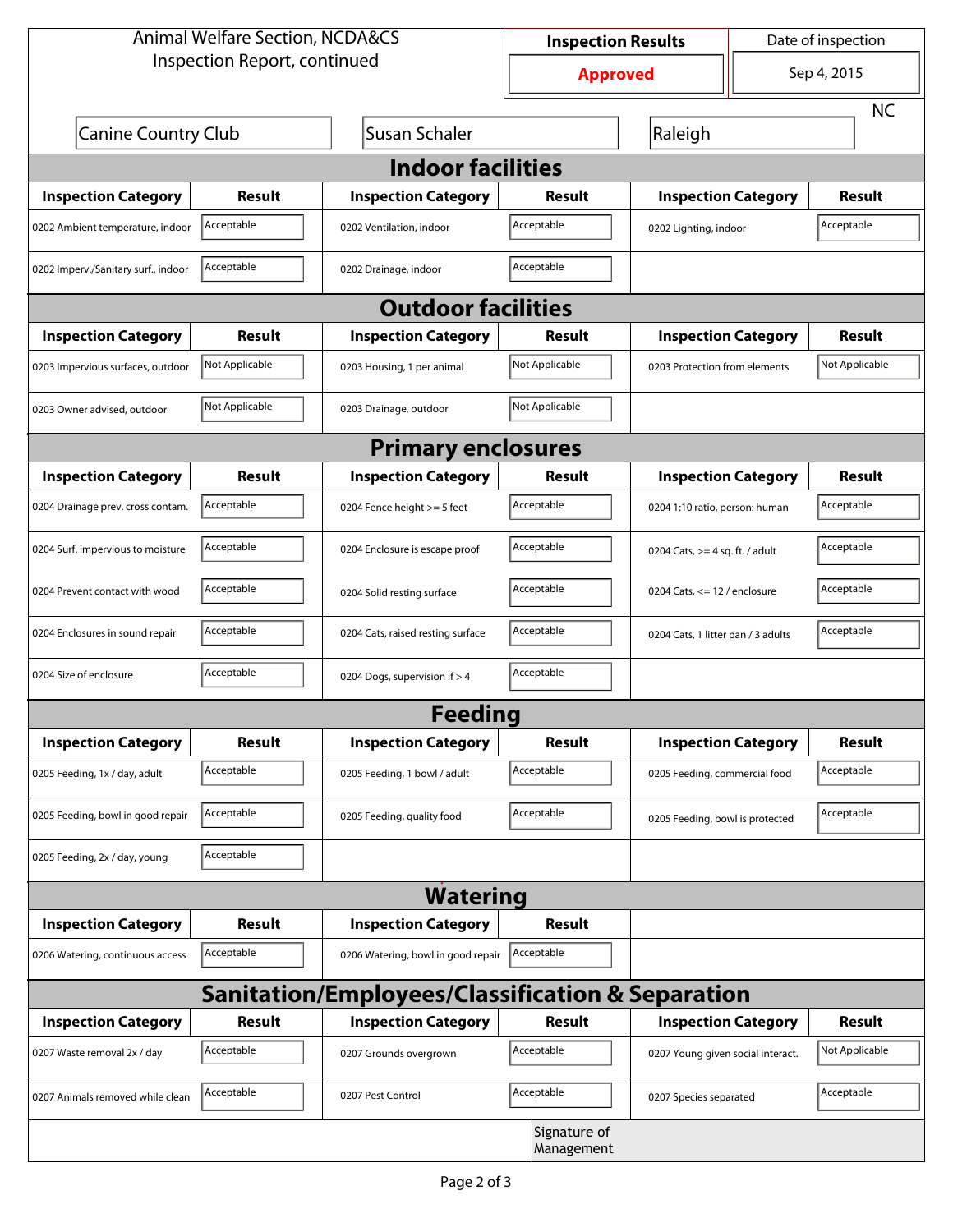Animal Welfare Section, NCDA&CS
Inspection Report, continued

| Inspection Results | Date of inspection |
|---|---|
| Approved | Sep 4, 2015 |

Canine Country Club | Susan Schaler | Raleigh | NC

## Indoor facilities

| Inspection Category | Result | Inspection Category | Result | Inspection Category | Result |
|---|---|---|---|---|---|
| 0202 Ambient temperature, indoor | Acceptable | 0202 Ventilation, indoor | Acceptable | 0202 Lighting, indoor | Acceptable |
| 0202 Imperv./Sanitary surf., indoor | Acceptable | 0202 Drainage, indoor | Acceptable | | |

## Outdoor facilities

| Inspection Category | Result | Inspection Category | Result | Inspection Category | Result |
|---|---|---|---|---|---|
| 0203 Impervious surfaces, outdoor | Not Applicable | 0203 Housing, 1 per animal | Not Applicable | 0203 Protection from elements | Not Applicable |
| 0203 Owner advised, outdoor | Not Applicable | 0203 Drainage, outdoor | Not Applicable | | |

## Primary enclosures

| Inspection Category | Result | Inspection Category | Result | Inspection Category | Result |
|---|---|---|---|---|---|
| 0204 Drainage prev. cross contam. | Acceptable | 0204 Fence height >= 5 feet | Acceptable | 0204 1:10 ratio, person: human | Acceptable |
| 0204 Surf. impervious to moisture | Acceptable | 0204 Enclosure is escape proof | Acceptable | 0204 Cats, >= 4 sq. ft. / adult | Acceptable |
| 0204 Prevent contact with wood | Acceptable | 0204 Solid resting surface | Acceptable | 0204 Cats, <= 12 / enclosure | Acceptable |
| 0204 Enclosures in sound repair | Acceptable | 0204 Cats, raised resting surface | Acceptable | 0204 Cats, 1 litter pan / 3 adults | Acceptable |
| 0204 Size of enclosure | Acceptable | 0204 Dogs, supervision if > 4 | Acceptable | | |

## Feeding

| Inspection Category | Result | Inspection Category | Result | Inspection Category | Result |
|---|---|---|---|---|---|
| 0205 Feeding, 1x / day, adult | Acceptable | 0205 Feeding, 1 bowl / adult | Acceptable | 0205 Feeding, commercial food | Acceptable |
| 0205 Feeding, bowl in good repair | Acceptable | 0205 Feeding, quality food | Acceptable | 0205 Feeding, bowl is protected | Acceptable |
| 0205 Feeding, 2x / day, young | Acceptable | | | | |

## Watering

| Inspection Category | Result | Inspection Category | Result |
|---|---|---|---|
| 0206 Watering, continuous access | Acceptable | 0206 Watering, bowl in good repair | Acceptable |

## Sanitation/Employees/Classification & Separation

| Inspection Category | Result | Inspection Category | Result | Inspection Category | Result |
|---|---|---|---|---|---|
| 0207 Waste removal 2x / day | Acceptable | 0207 Grounds overgrown | Acceptable | 0207 Young given social interact. | Not Applicable |
| 0207 Animals removed while clean | Acceptable | 0207 Pest Control | Acceptable | 0207 Species separated | Acceptable |

Signature of Management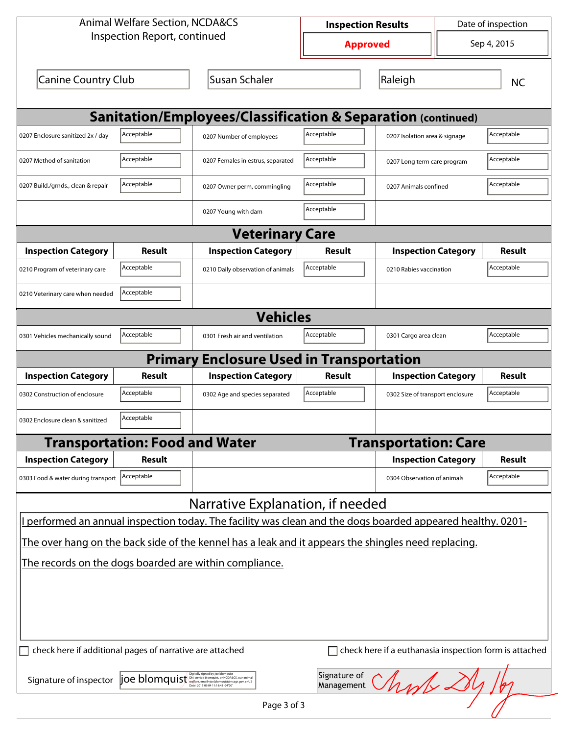Animal Welfare Section, NCDA&CS
Inspection Report, continued

| Inspection Results | Date of inspection |
|---|---|
| **Approved** | Sep 4, 2015 |

| | | | |
|---|---|---|---|
| Canine Country Club | Susan Schaler | Raleigh | NC |

## Sanitation/Employees/Classification & Separation (continued)

| | | | | | |
|---|---|---|---|---|---|
| 0207 Enclosure sanitized 2x / day | Acceptable | 0207 Number of employees | Acceptable | 0207 Isolation area & signage | Acceptable |
| 0207 Method of sanitation | Acceptable | 0207 Females in estrus, separated | Acceptable | 0207 Long term care program | Acceptable |
| 0207 Build./grnds., clean & repair | Acceptable | 0207 Owner perm, commingling | Acceptable | 0207 Animals confined | Acceptable |
| | | 0207 Young with dam | Acceptable | | |

## Veterinary Care

| Inspection Category | Result | Inspection Category | Result | Inspection Category | Result |
|---|---|---|---|---|---|
| 0210 Program of veterinary care | Acceptable | 0210 Daily observation of animals | Acceptable | 0210 Rabies vaccination | Acceptable |
| 0210 Veterinary care when needed | Acceptable | | | | |

## Vehicles

| | | | | | |
|---|---|---|---|---|---|
| 0301 Vehicles mechanically sound | Acceptable | 0301 Fresh air and ventilation | Acceptable | 0301 Cargo area clean | Acceptable |

## Primary Enclosure Used in Transportation

| Inspection Category | Result | Inspection Category | Result | Inspection Category | Result |
|---|---|---|---|---|---|
| 0302 Construction of enclosure | Acceptable | 0302 Age and species separated | Acceptable | 0302 Size of transport enclosure | Acceptable |
| 0302 Enclosure clean & sanitized | Acceptable | | | | |

## Transportation: Food and Water

| Inspection Category | Result |
|---|---|
| 0303 Food & water during transport | Acceptable |

## Transportation: Care

| Inspection Category | Result |
|---|---|
| 0304 Observation of animals | Acceptable |

## Narrative Explanation, if needed

I performed an annual inspection today. The facility was clean and the dogs boarded appeared healthy. 0201-

The over hang on the back side of the kennel has a leak and it appears the shingles need replacing.

The records on the dogs boarded are within compliance.

☐ check here if additional pages of narrative are attached

☐ check here if a euthanasia inspection form is attached

Signature of inspector: joe blomquist (Digitally signed by joe blomquist; DN: cn=joe blomquist, o=NCDA&CS, ou=animal welfare, email=joe.blomquist@ncagr.gov, c=US; Date: 2015.09.04 11:18:43 -04'00')

Signature of Management: [signature]